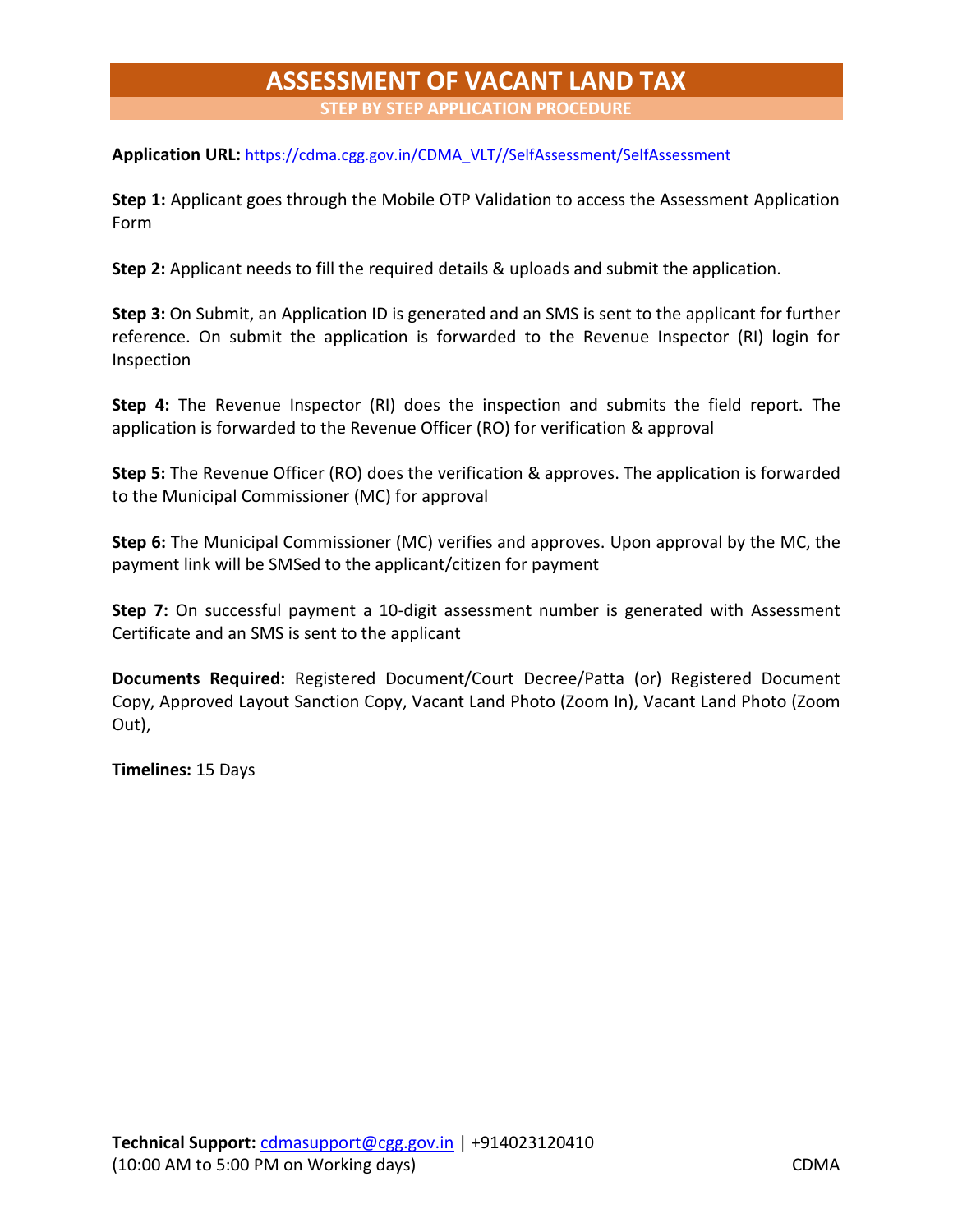# ASSESSMENT OF VACANT LAND TAX

## STEP BY STEP APPLICATION PROCEDURE

**Application URL:** https://cdma.cgg.gov.in/CDMA_VLT//SelfAssessment/SelfAssessment

**Step 1:** Applicant goes through the Mobile OTP Validation to access the Assessment Application Form

**Step 2:** Applicant needs to fill the required details & uploads and submit the application.

**Step 3:** On Submit, an Application ID is generated and an SMS is sent to the applicant for further reference. On submit the application is forwarded to the Revenue Inspector (RI) login for Inspection

**Step 4:** The Revenue Inspector (RI) does the inspection and submits the field report. The application is forwarded to the Revenue Officer (RO) for verification & approval

**Step 5:** The Revenue Officer (RO) does the verification & approves. The application is forwarded to the Municipal Commissioner (MC) for approval

**Step 6:** The Municipal Commissioner (MC) verifies and approves. Upon approval by the MC, the payment link will be SMSed to the applicant/citizen for payment

**Step 7:** On successful payment a 10-digit assessment number is generated with Assessment Certificate and an SMS is sent to the applicant

**Documents Required:** Registered Document/Court Decree/Patta (or) Registered Document Copy, Approved Layout Sanction Copy, Vacant Land Photo (Zoom In), Vacant Land Photo (Zoom Out),

**Timelines:** 15 Days

**Technical Support:** cdmasupport@cgg.gov.in | +914023120410
(10:00 AM to 5:00 PM on Working days)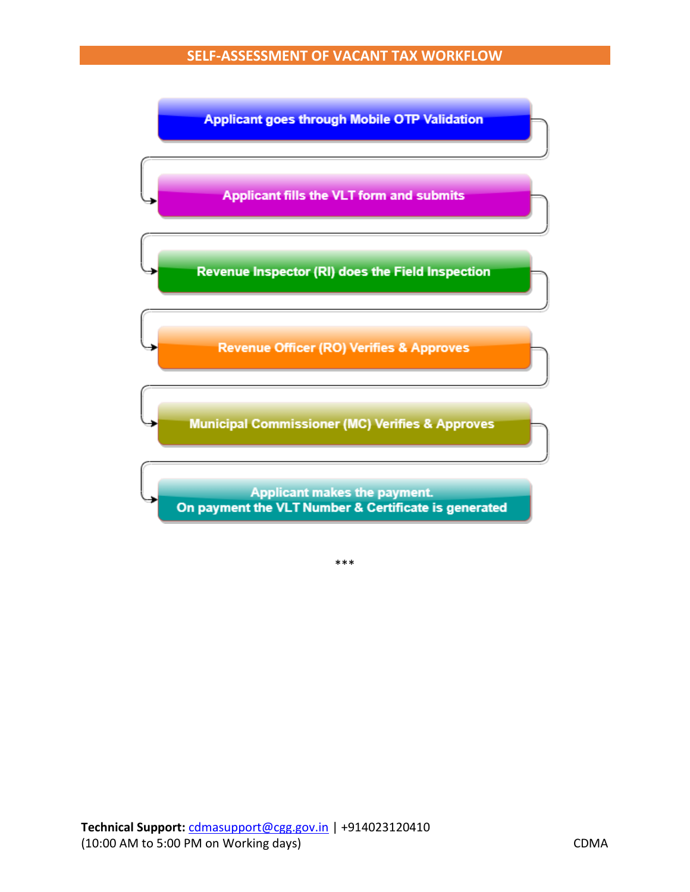## SELF-ASSESSMENT OF VACANT TAX WORKFLOW

Applicant goes through Mobile OTP Validation

Applicant fills the VLT form and submits

Revenue Inspector (RI) does the Field Inspection

Revenue Officer (RO) Verifies & Approves

Municipal Commissioner (MC) Verifies & Approves

Applicant makes the payment.
On payment the VLT Number & Certificate is generated

***

**Technical Support:** cdmasupport@cgg.gov.in | +914023120410
(10:00 AM to 5:00 PM on Working days)

CDMA